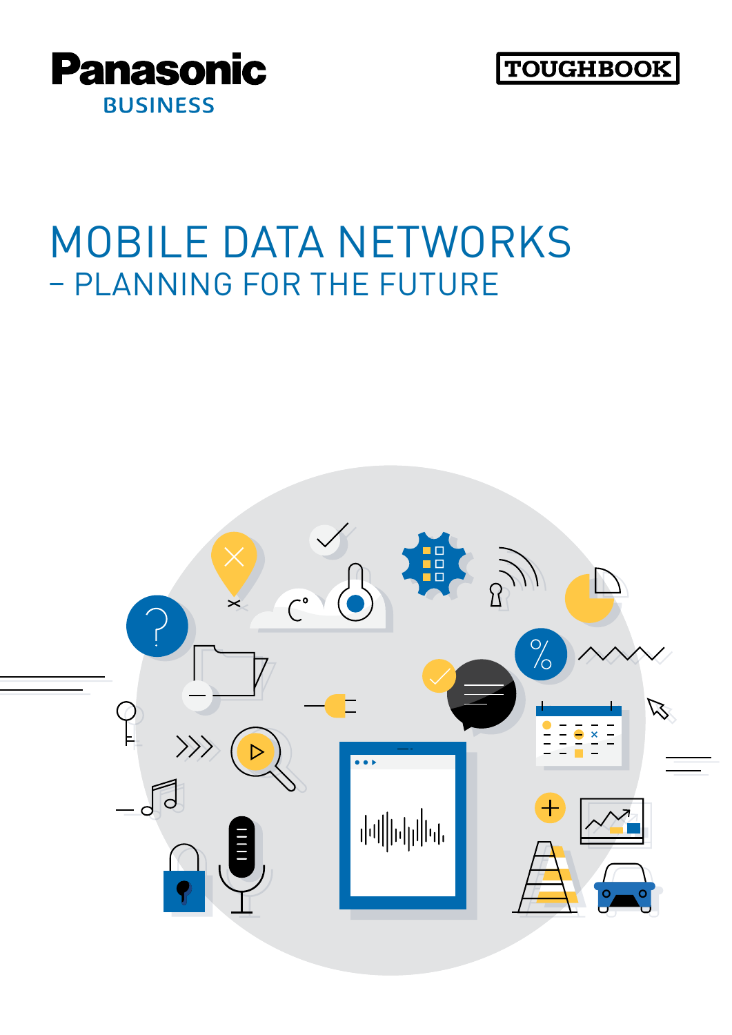Panasonic

BUSINESS

TOUGHBOOK

# MOBILE DATA NETWORKS

## – PLANNING FOR THE FUTURE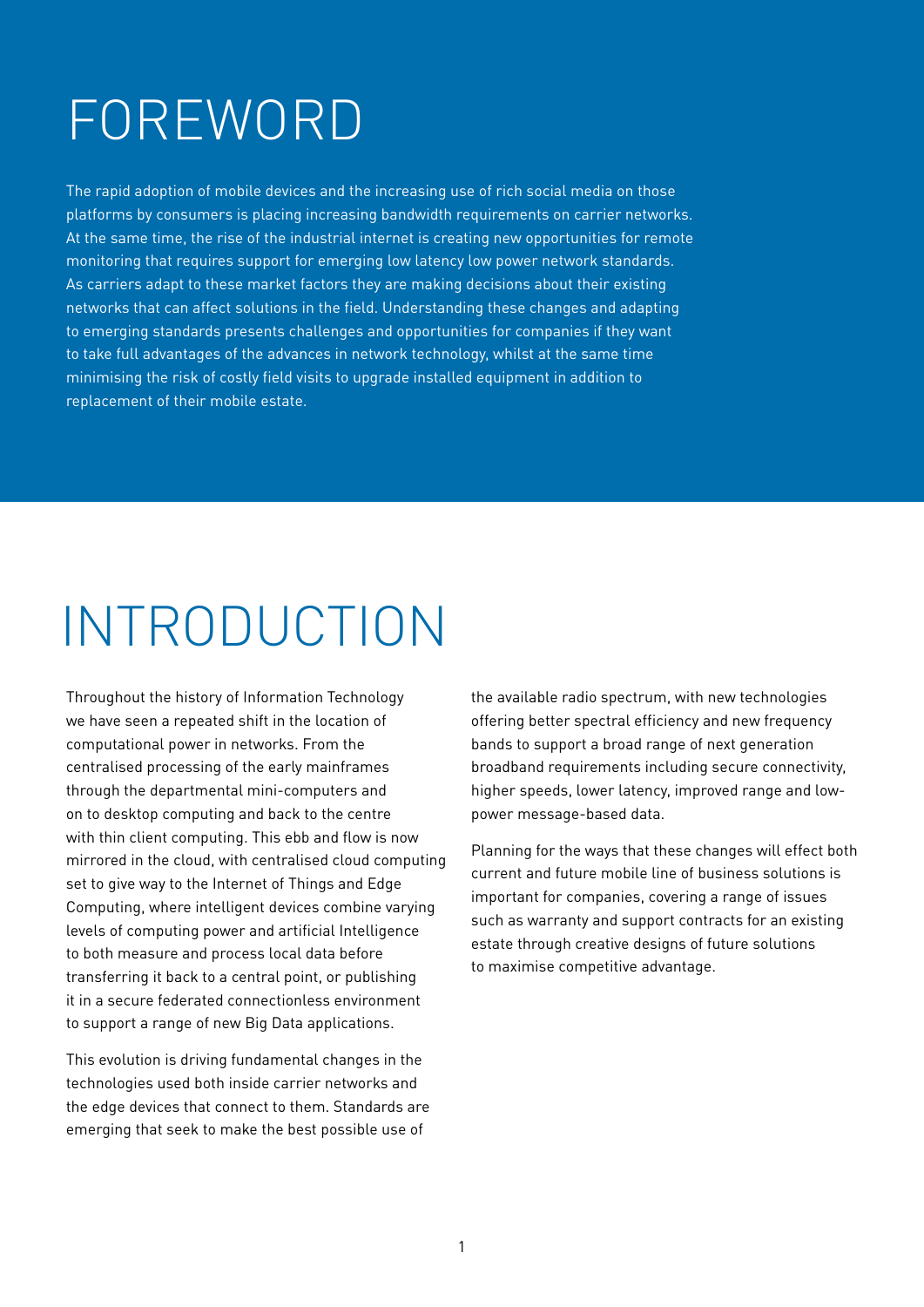# FOREWORD

The rapid adoption of mobile devices and the increasing use of rich social media on those platforms by consumers is placing increasing bandwidth requirements on carrier networks. At the same time, the rise of the industrial internet is creating new opportunities for remote monitoring that requires support for emerging low latency low power network standards. As carriers adapt to these market factors they are making decisions about their existing networks that can affect solutions in the field. Understanding these changes and adapting to emerging standards presents challenges and opportunities for companies if they want to take full advantages of the advances in network technology, whilst at the same time minimising the risk of costly field visits to upgrade installed equipment in addition to replacement of their mobile estate.

# INTRODUCTION

Throughout the history of Information Technology we have seen a repeated shift in the location of computational power in networks. From the centralised processing of the early mainframes through the departmental mini-computers and on to desktop computing and back to the centre with thin client computing. This ebb and flow is now mirrored in the cloud, with centralised cloud computing set to give way to the Internet of Things and Edge Computing, where intelligent devices combine varying levels of computing power and artificial Intelligence to both measure and process local data before transferring it back to a central point, or publishing it in a secure federated connectionless environment to support a range of new Big Data applications.

This evolution is driving fundamental changes in the technologies used both inside carrier networks and the edge devices that connect to them. Standards are emerging that seek to make the best possible use of the available radio spectrum, with new technologies offering better spectral efficiency and new frequency bands to support a broad range of next generation broadband requirements including secure connectivity, higher speeds, lower latency, improved range and low-power message-based data.

Planning for the ways that these changes will effect both current and future mobile line of business solutions is important for companies, covering a range of issues such as warranty and support contracts for an existing estate through creative designs of future solutions to maximise competitive advantage.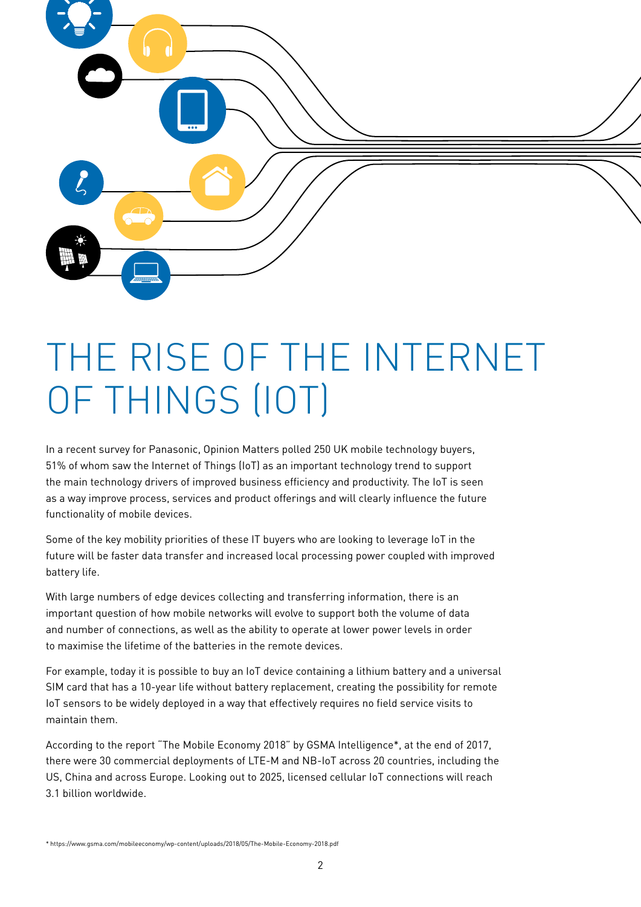# THE RISE OF THE INTERNET OF THINGS (IOT)

In a recent survey for Panasonic, Opinion Matters polled 250 UK mobile technology buyers, 51% of whom saw the Internet of Things (IoT) as an important technology trend to support the main technology drivers of improved business efficiency and productivity. The IoT is seen as a way improve process, services and product offerings and will clearly influence the future functionality of mobile devices.

Some of the key mobility priorities of these IT buyers who are looking to leverage IoT in the future will be faster data transfer and increased local processing power coupled with improved battery life.

With large numbers of edge devices collecting and transferring information, there is an important question of how mobile networks will evolve to support both the volume of data and number of connections, as well as the ability to operate at lower power levels in order to maximise the lifetime of the batteries in the remote devices.

For example, today it is possible to buy an IoT device containing a lithium battery and a universal SIM card that has a 10-year life without battery replacement, creating the possibility for remote IoT sensors to be widely deployed in a way that effectively requires no field service visits to maintain them.

According to the report "The Mobile Economy 2018" by GSMA Intelligence*, at the end of 2017, there were 30 commercial deployments of LTE-M and NB-IoT across 20 countries, including the US, China and across Europe. Looking out to 2025, licensed cellular IoT connections will reach 3.1 billion worldwide.

* https://www.gsma.com/mobileeconomy/wp-content/uploads/2018/05/The-Mobile-Economy-2018.pdf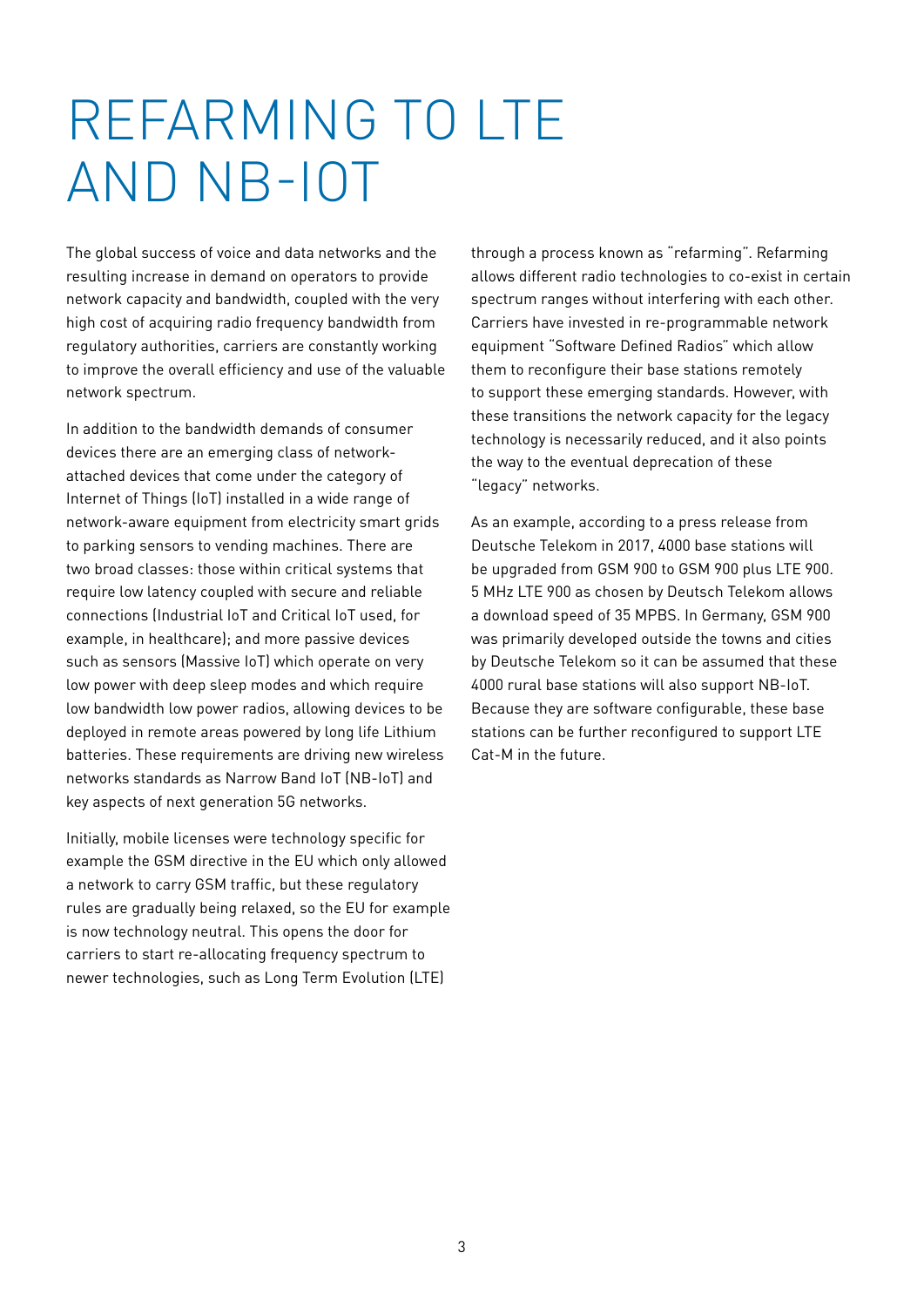# REFARMING TO LTE AND NB-IOT

The global success of voice and data networks and the resulting increase in demand on operators to provide network capacity and bandwidth, coupled with the very high cost of acquiring radio frequency bandwidth from regulatory authorities, carriers are constantly working to improve the overall efficiency and use of the valuable network spectrum.

In addition to the bandwidth demands of consumer devices there are an emerging class of network-attached devices that come under the category of Internet of Things (IoT) installed in a wide range of network-aware equipment from electricity smart grids to parking sensors to vending machines. There are two broad classes: those within critical systems that require low latency coupled with secure and reliable connections (Industrial IoT and Critical IoT used, for example, in healthcare); and more passive devices such as sensors (Massive IoT) which operate on very low power with deep sleep modes and which require low bandwidth low power radios, allowing devices to be deployed in remote areas powered by long life Lithium batteries. These requirements are driving new wireless networks standards as Narrow Band IoT (NB-IoT) and key aspects of next generation 5G networks.

Initially, mobile licenses were technology specific for example the GSM directive in the EU which only allowed a network to carry GSM traffic, but these regulatory rules are gradually being relaxed, so the EU for example is now technology neutral. This opens the door for carriers to start re-allocating frequency spectrum to newer technologies, such as Long Term Evolution (LTE) through a process known as "refarming". Refarming allows different radio technologies to co-exist in certain spectrum ranges without interfering with each other. Carriers have invested in re-programmable network equipment "Software Defined Radios" which allow them to reconfigure their base stations remotely to support these emerging standards. However, with these transitions the network capacity for the legacy technology is necessarily reduced, and it also points the way to the eventual deprecation of these "legacy" networks.

As an example, according to a press release from Deutsche Telekom in 2017, 4000 base stations will be upgraded from GSM 900 to GSM 900 plus LTE 900. 5 MHz LTE 900 as chosen by Deutsch Telekom allows a download speed of 35 MPBS. In Germany, GSM 900 was primarily developed outside the towns and cities by Deutsche Telekom so it can be assumed that these 4000 rural base stations will also support NB-IoT. Because they are software configurable, these base stations can be further reconfigured to support LTE Cat-M in the future.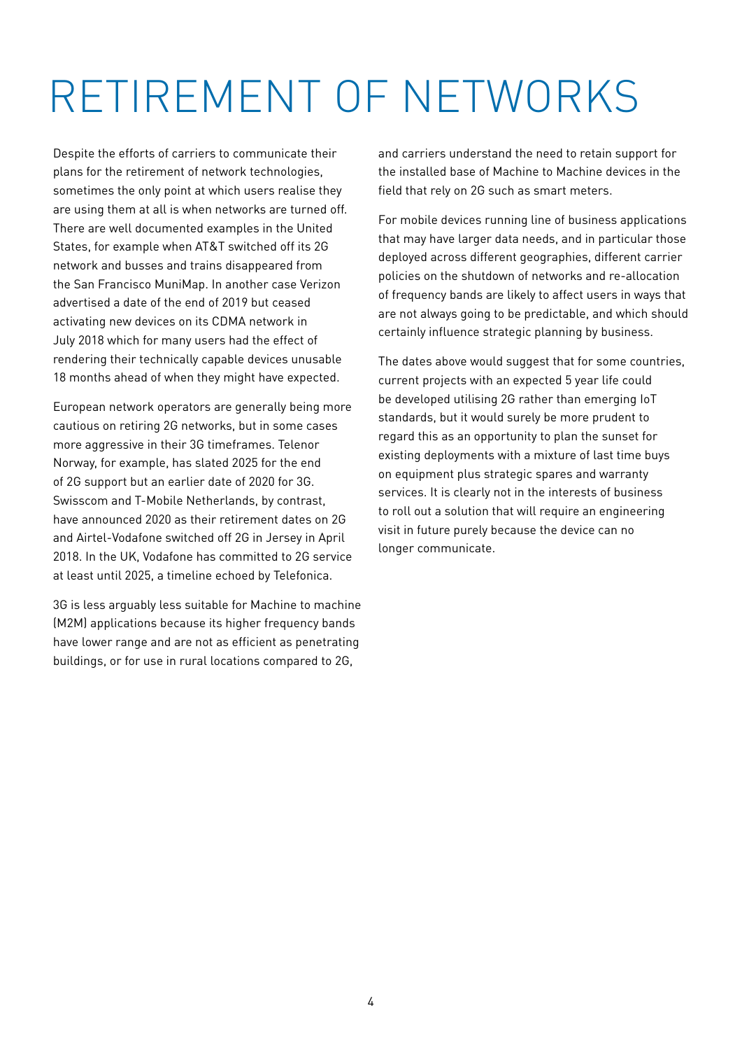# RETIREMENT OF NETWORKS

Despite the efforts of carriers to communicate their plans for the retirement of network technologies, sometimes the only point at which users realise they are using them at all is when networks are turned off. There are well documented examples in the United States, for example when AT&T switched off its 2G network and busses and trains disappeared from the San Francisco MuniMap. In another case Verizon advertised a date of the end of 2019 but ceased activating new devices on its CDMA network in July 2018 which for many users had the effect of rendering their technically capable devices unusable 18 months ahead of when they might have expected.

European network operators are generally being more cautious on retiring 2G networks, but in some cases more aggressive in their 3G timeframes. Telenor Norway, for example, has slated 2025 for the end of 2G support but an earlier date of 2020 for 3G. Swisscom and T-Mobile Netherlands, by contrast, have announced 2020 as their retirement dates on 2G and Airtel-Vodafone switched off 2G in Jersey in April 2018. In the UK, Vodafone has committed to 2G service at least until 2025, a timeline echoed by Telefonica.

3G is less arguably less suitable for Machine to machine (M2M) applications because its higher frequency bands have lower range and are not as efficient as penetrating buildings, or for use in rural locations compared to 2G, and carriers understand the need to retain support for the installed base of Machine to Machine devices in the field that rely on 2G such as smart meters.

For mobile devices running line of business applications that may have larger data needs, and in particular those deployed across different geographies, different carrier policies on the shutdown of networks and re-allocation of frequency bands are likely to affect users in ways that are not always going to be predictable, and which should certainly influence strategic planning by business.

The dates above would suggest that for some countries, current projects with an expected 5 year life could be developed utilising 2G rather than emerging IoT standards, but it would surely be more prudent to regard this as an opportunity to plan the sunset for existing deployments with a mixture of last time buys on equipment plus strategic spares and warranty services. It is clearly not in the interests of business to roll out a solution that will require an engineering visit in future purely because the device can no longer communicate.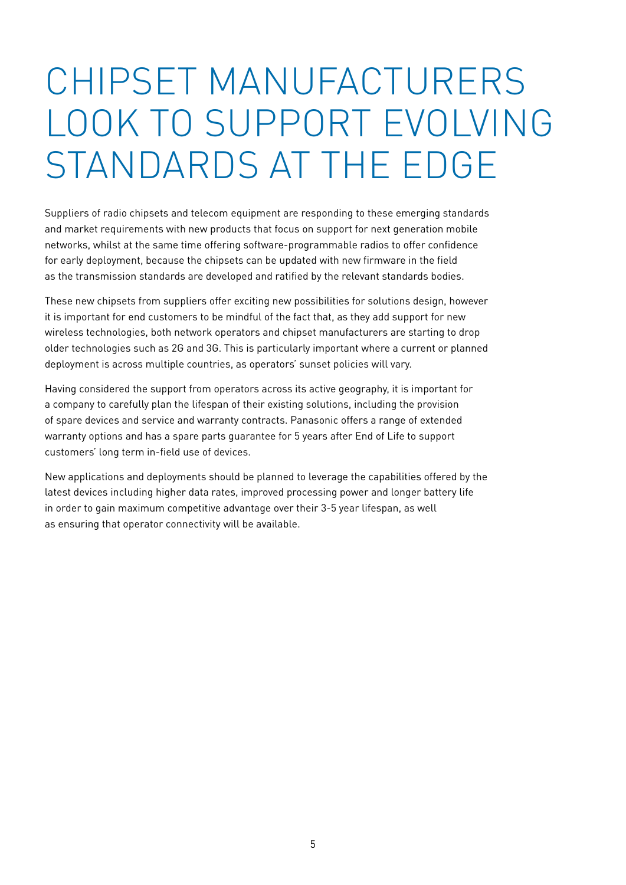# CHIPSET MANUFACTURERS LOOK TO SUPPORT EVOLVING STANDARDS AT THE EDGE

Suppliers of radio chipsets and telecom equipment are responding to these emerging standards and market requirements with new products that focus on support for next generation mobile networks, whilst at the same time offering software-programmable radios to offer confidence for early deployment, because the chipsets can be updated with new firmware in the field as the transmission standards are developed and ratified by the relevant standards bodies.

These new chipsets from suppliers offer exciting new possibilities for solutions design, however it is important for end customers to be mindful of the fact that, as they add support for new wireless technologies, both network operators and chipset manufacturers are starting to drop older technologies such as 2G and 3G. This is particularly important where a current or planned deployment is across multiple countries, as operators' sunset policies will vary.

Having considered the support from operators across its active geography, it is important for a company to carefully plan the lifespan of their existing solutions, including the provision of spare devices and service and warranty contracts. Panasonic offers a range of extended warranty options and has a spare parts guarantee for 5 years after End of Life to support customers' long term in-field use of devices.

New applications and deployments should be planned to leverage the capabilities offered by the latest devices including higher data rates, improved processing power and longer battery life in order to gain maximum competitive advantage over their 3-5 year lifespan, as well as ensuring that operator connectivity will be available.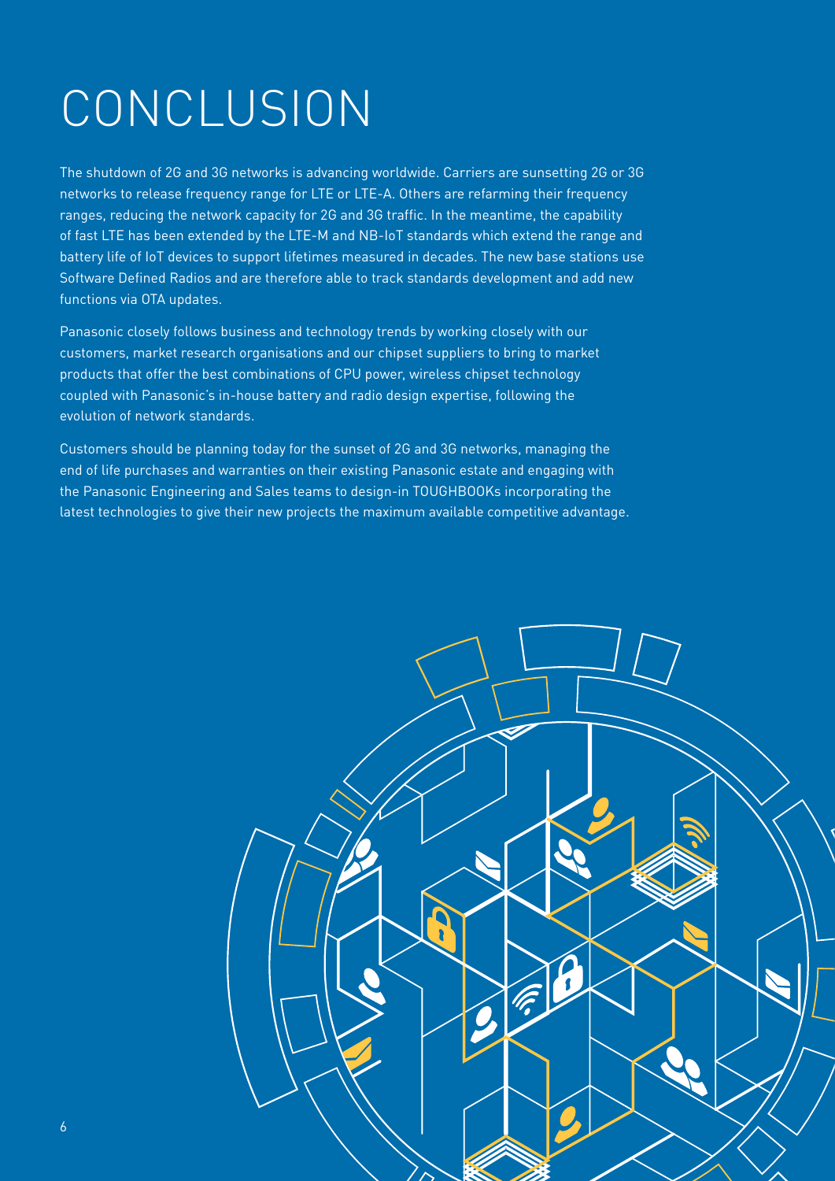# CONCLUSION

The shutdown of 2G and 3G networks is advancing worldwide. Carriers are sunsetting 2G or 3G networks to release frequency range for LTE or LTE-A. Others are refarming their frequency ranges, reducing the network capacity for 2G and 3G traffic. In the meantime, the capability of fast LTE has been extended by the LTE-M and NB-IoT standards which extend the range and battery life of IoT devices to support lifetimes measured in decades. The new base stations use Software Defined Radios and are therefore able to track standards development and add new functions via OTA updates.

Panasonic closely follows business and technology trends by working closely with our customers, market research organisations and our chipset suppliers to bring to market products that offer the best combinations of CPU power, wireless chipset technology coupled with Panasonic's in-house battery and radio design expertise, following the evolution of network standards.

Customers should be planning today for the sunset of 2G and 3G networks, managing the end of life purchases and warranties on their existing Panasonic estate and engaging with the Panasonic Engineering and Sales teams to design-in TOUGHBOOKs incorporating the latest technologies to give their new projects the maximum available competitive advantage.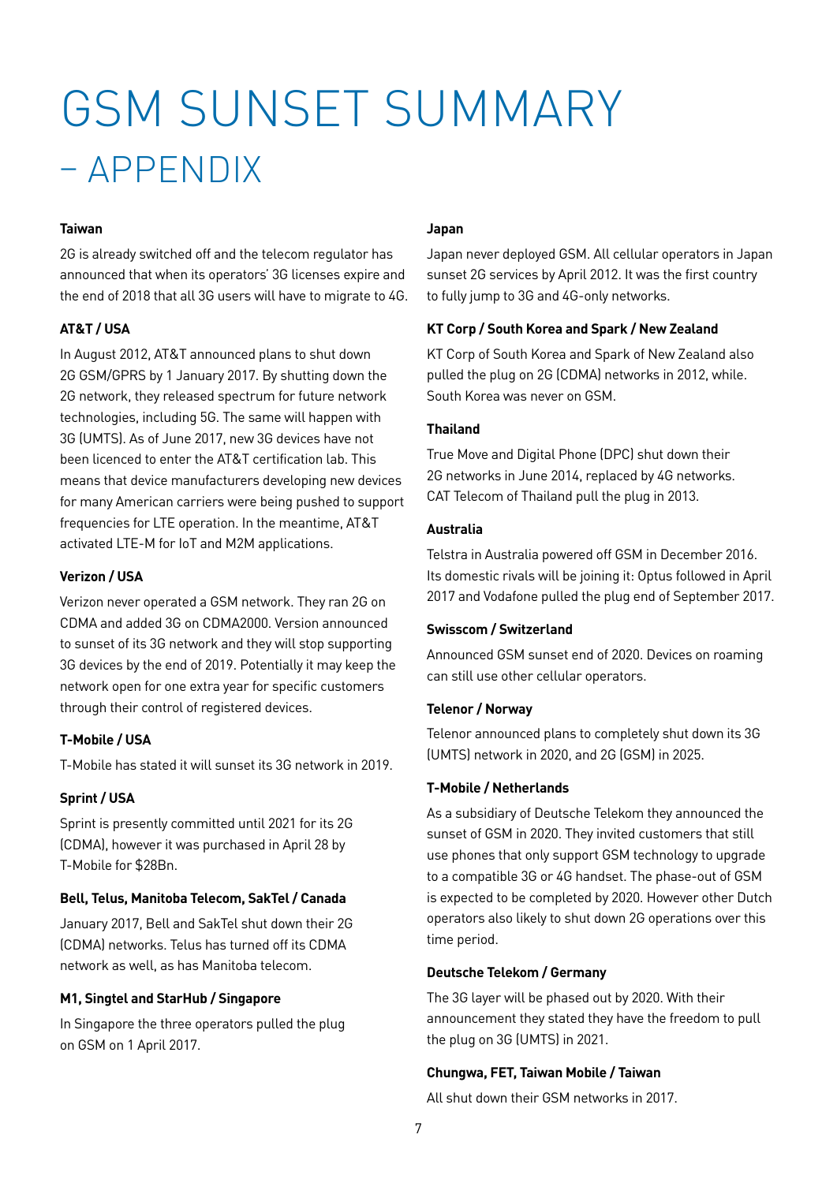# GSM SUNSET SUMMARY – APPENDIX

**Taiwan**

2G is already switched off and the telecom regulator has announced that when its operators' 3G licenses expire and the end of 2018 that all 3G users will have to migrate to 4G.

**AT&T / USA**

In August 2012, AT&T announced plans to shut down 2G GSM/GPRS by 1 January 2017. By shutting down the 2G network, they released spectrum for future network technologies, including 5G. The same will happen with 3G (UMTS). As of June 2017, new 3G devices have not been licenced to enter the AT&T certification lab. This means that device manufacturers developing new devices for many American carriers were being pushed to support frequencies for LTE operation. In the meantime, AT&T activated LTE-M for IoT and M2M applications.

**Verizon / USA**

Verizon never operated a GSM network. They ran 2G on CDMA and added 3G on CDMA2000. Version announced to sunset of its 3G network and they will stop supporting 3G devices by the end of 2019. Potentially it may keep the network open for one extra year for specific customers through their control of registered devices.

**T-Mobile / USA**

T-Mobile has stated it will sunset its 3G network in 2019.

**Sprint / USA**

Sprint is presently committed until 2021 for its 2G (CDMA), however it was purchased in April 28 by T-Mobile for $28Bn.

**Bell, Telus, Manitoba Telecom, SakTel / Canada**

January 2017, Bell and SakTel shut down their 2G (CDMA) networks. Telus has turned off its CDMA network as well, as has Manitoba telecom.

**M1, Singtel and StarHub / Singapore**

In Singapore the three operators pulled the plug on GSM on 1 April 2017.

**Japan**

Japan never deployed GSM. All cellular operators in Japan sunset 2G services by April 2012. It was the first country to fully jump to 3G and 4G-only networks.

**KT Corp / South Korea and Spark / New Zealand**

KT Corp of South Korea and Spark of New Zealand also pulled the plug on 2G (CDMA) networks in 2012, while. South Korea was never on GSM.

**Thailand**

True Move and Digital Phone (DPC) shut down their 2G networks in June 2014, replaced by 4G networks. CAT Telecom of Thailand pull the plug in 2013.

**Australia**

Telstra in Australia powered off GSM in December 2016. Its domestic rivals will be joining it: Optus followed in April 2017 and Vodafone pulled the plug end of September 2017.

**Swisscom / Switzerland**

Announced GSM sunset end of 2020. Devices on roaming can still use other cellular operators.

**Telenor / Norway**

Telenor announced plans to completely shut down its 3G (UMTS) network in 2020, and 2G (GSM) in 2025.

**T-Mobile / Netherlands**

As a subsidiary of Deutsche Telekom they announced the sunset of GSM in 2020. They invited customers that still use phones that only support GSM technology to upgrade to a compatible 3G or 4G handset. The phase-out of GSM is expected to be completed by 2020. However other Dutch operators also likely to shut down 2G operations over this time period.

**Deutsche Telekom / Germany**

The 3G layer will be phased out by 2020. With their announcement they stated they have the freedom to pull the plug on 3G (UMTS) in 2021.

**Chungwa, FET, Taiwan Mobile / Taiwan**

All shut down their GSM networks in 2017.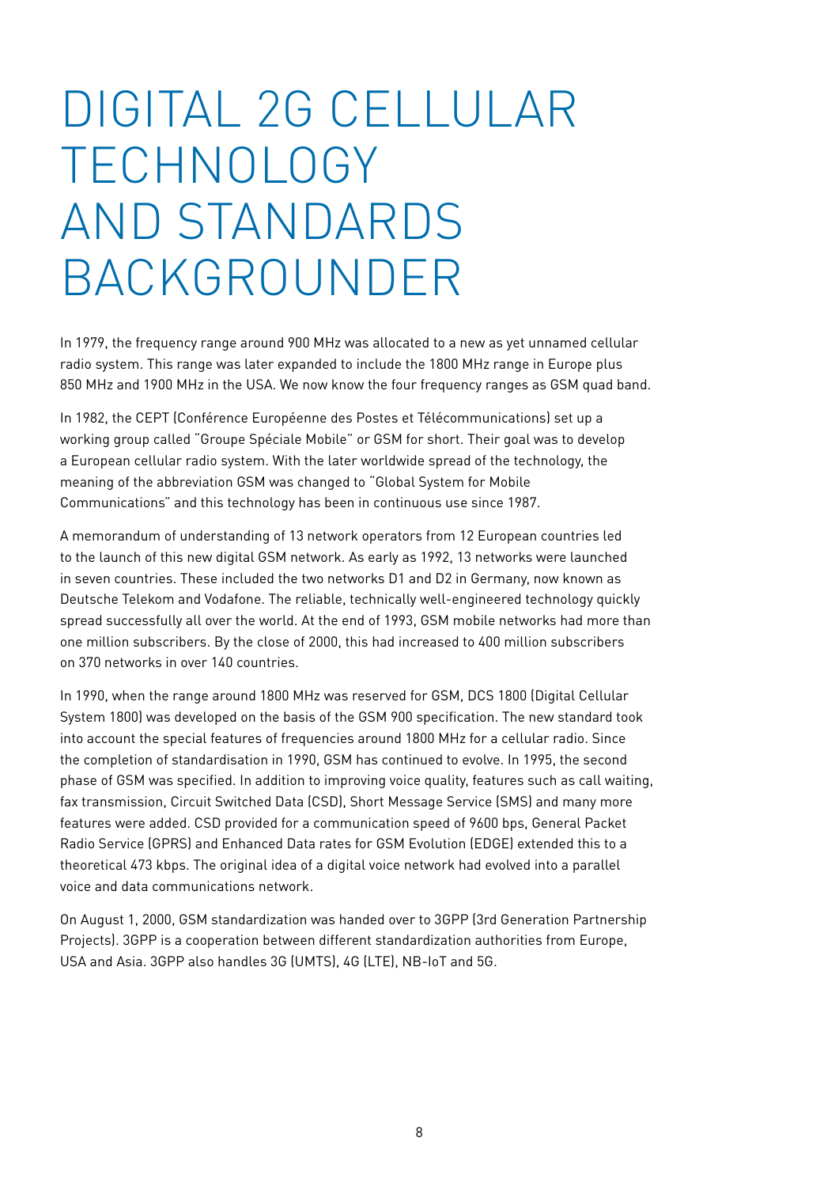# DIGITAL 2G CELLULAR TECHNOLOGY AND STANDARDS BACKGROUNDER

In 1979, the frequency range around 900 MHz was allocated to a new as yet unnamed cellular radio system. This range was later expanded to include the 1800 MHz range in Europe plus 850 MHz and 1900 MHz in the USA. We now know the four frequency ranges as GSM quad band.

In 1982, the CEPT (Conférence Européenne des Postes et Télécommunications) set up a working group called "Groupe Spéciale Mobile" or GSM for short. Their goal was to develop a European cellular radio system. With the later worldwide spread of the technology, the meaning of the abbreviation GSM was changed to "Global System for Mobile Communications" and this technology has been in continuous use since 1987.

A memorandum of understanding of 13 network operators from 12 European countries led to the launch of this new digital GSM network. As early as 1992, 13 networks were launched in seven countries. These included the two networks D1 and D2 in Germany, now known as Deutsche Telekom and Vodafone. The reliable, technically well-engineered technology quickly spread successfully all over the world. At the end of 1993, GSM mobile networks had more than one million subscribers. By the close of 2000, this had increased to 400 million subscribers on 370 networks in over 140 countries.

In 1990, when the range around 1800 MHz was reserved for GSM, DCS 1800 (Digital Cellular System 1800) was developed on the basis of the GSM 900 specification. The new standard took into account the special features of frequencies around 1800 MHz for a cellular radio. Since the completion of standardisation in 1990, GSM has continued to evolve. In 1995, the second phase of GSM was specified. In addition to improving voice quality, features such as call waiting, fax transmission, Circuit Switched Data (CSD), Short Message Service (SMS) and many more features were added. CSD provided for a communication speed of 9600 bps, General Packet Radio Service (GPRS) and Enhanced Data rates for GSM Evolution (EDGE) extended this to a theoretical 473 kbps. The original idea of a digital voice network had evolved into a parallel voice and data communications network.

On August 1, 2000, GSM standardization was handed over to 3GPP (3rd Generation Partnership Projects). 3GPP is a cooperation between different standardization authorities from Europe, USA and Asia. 3GPP also handles 3G (UMTS), 4G (LTE), NB-IoT and 5G.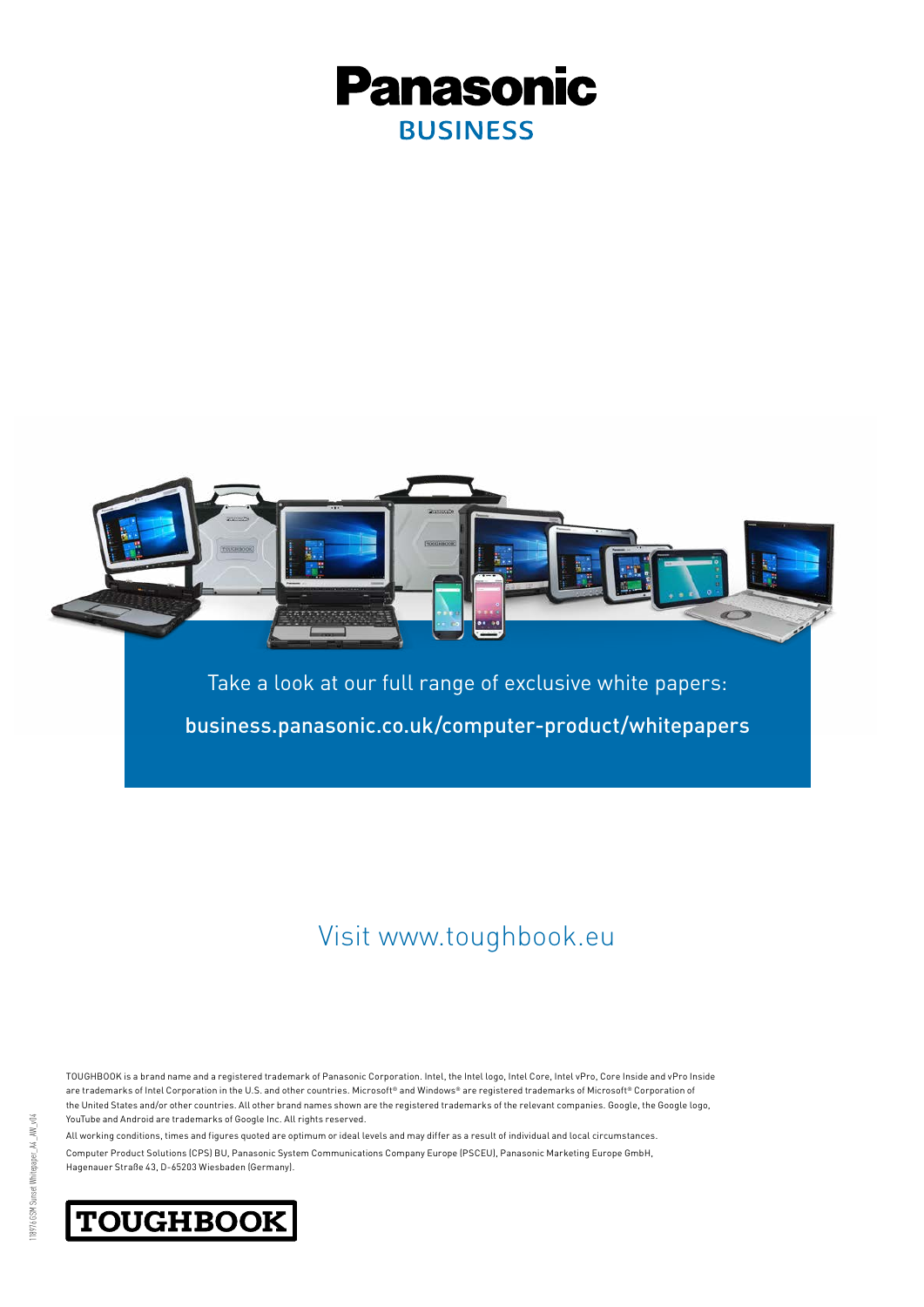# Panasonic

## BUSINESS

Take a look at our full range of exclusive white papers:

business.panasonic.co.uk/computer-product/whitepapers

Visit www.toughbook.eu

TOUGHBOOK is a brand name and a registered trademark of Panasonic Corporation. Intel, the Intel logo, Intel Core, Intel vPro, Core Inside and vPro Inside are trademarks of Intel Corporation in the U.S. and other countries. Microsoft® and Windows® are registered trademarks of Microsoft® Corporation of the United States and/or other countries. All other brand names shown are the registered trademarks of the relevant companies. Google, the Google logo, YouTube and Android are trademarks of Google Inc. All rights reserved.

All working conditions, times and figures quoted are optimum or ideal levels and may differ as a result of individual and local circumstances.

Computer Product Solutions (CPS) BU, Panasonic System Communications Company Europe (PSCEU), Panasonic Marketing Europe GmbH, Hagenauer Straße 43, D-65203 Wiesbaden (Germany).

TOUGHBOOK

11897 GSM Sunset Whitepaper_A4_AW_v04